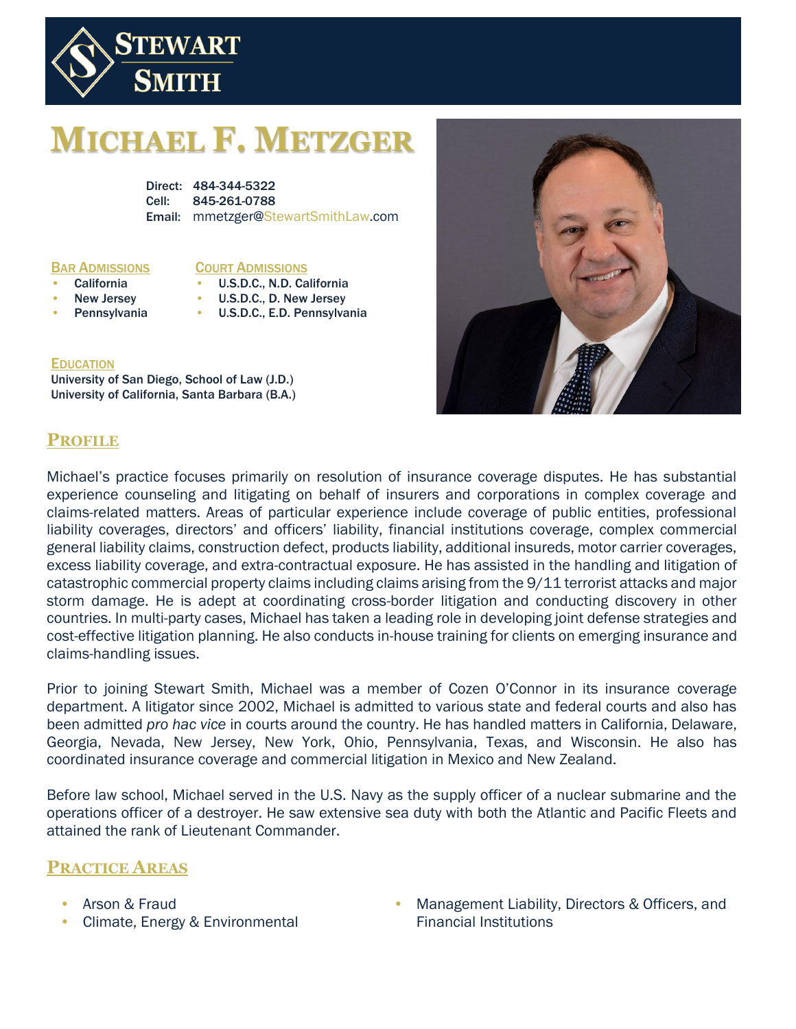# Michael F. Metzger

**Direct:** 484-344-5322
**Cell:** 845-261-0788
**Email:** mmetzger@StewartSmithLaw.com

## Bar Admissions

- California
- New Jersey
- Pennsylvania

## Court Admissions

- U.S.D.C., N.D. California
- U.S.D.C., D. New Jersey
- U.S.D.C., E.D. Pennsylvania

## Education

University of San Diego, School of Law (J.D.)
University of California, Santa Barbara (B.A.)

## Profile

Michael's practice focuses primarily on resolution of insurance coverage disputes. He has substantial experience counseling and litigating on behalf of insurers and corporations in complex coverage and claims-related matters. Areas of particular experience include coverage of public entities, professional liability coverages, directors' and officers' liability, financial institutions coverage, complex commercial general liability claims, construction defect, products liability, additional insureds, motor carrier coverages, excess liability coverage, and extra-contractual exposure. He has assisted in the handling and litigation of catastrophic commercial property claims including claims arising from the 9/11 terrorist attacks and major storm damage. He is adept at coordinating cross-border litigation and conducting discovery in other countries. In multi-party cases, Michael has taken a leading role in developing joint defense strategies and cost-effective litigation planning. He also conducts in-house training for clients on emerging insurance and claims-handling issues.

Prior to joining Stewart Smith, Michael was a member of Cozen O'Connor in its insurance coverage department. A litigator since 2002, Michael is admitted to various state and federal courts and also has been admitted *pro hac vice* in courts around the country. He has handled matters in California, Delaware, Georgia, Nevada, New Jersey, New York, Ohio, Pennsylvania, Texas, and Wisconsin. He also has coordinated insurance coverage and commercial litigation in Mexico and New Zealand.

Before law school, Michael served in the U.S. Navy as the supply officer of a nuclear submarine and the operations officer of a destroyer. He saw extensive sea duty with both the Atlantic and Pacific Fleets and attained the rank of Lieutenant Commander.

## Practice Areas

- Arson & Fraud
- Climate, Energy & Environmental
- Management Liability, Directors & Officers, and Financial Institutions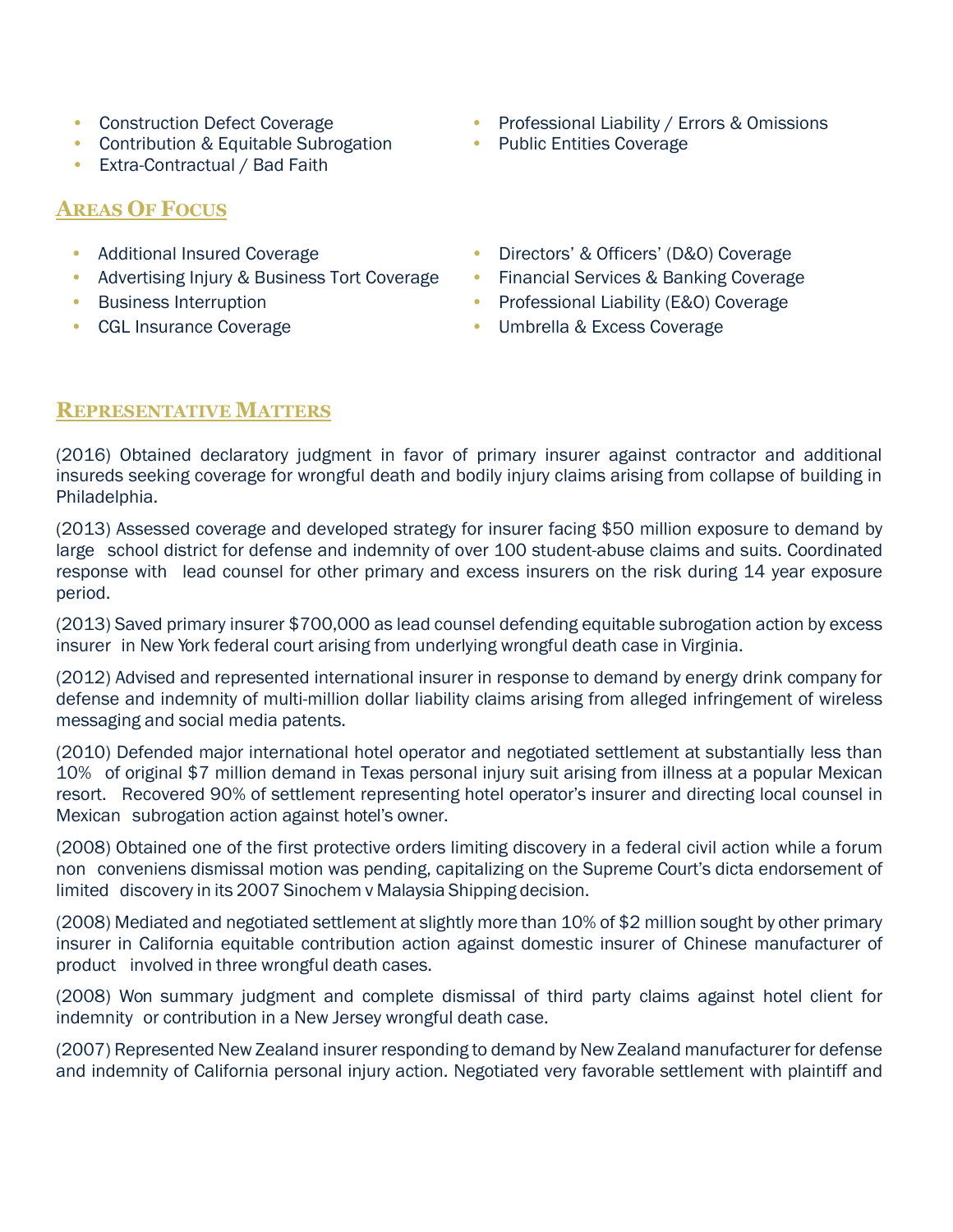- Construction Defect Coverage
- Contribution & Equitable Subrogation
- Extra-Contractual / Bad Faith
- Professional Liability / Errors & Omissions
- Public Entities Coverage

## Areas Of Focus

- Additional Insured Coverage
- Advertising Injury & Business Tort Coverage
- Business Interruption
- CGL Insurance Coverage
- Directors' & Officers' (D&O) Coverage
- Financial Services & Banking Coverage
- Professional Liability (E&O) Coverage
- Umbrella & Excess Coverage

## Representative Matters

(2016) Obtained declaratory judgment in favor of primary insurer against contractor and additional insureds seeking coverage for wrongful death and bodily injury claims arising from collapse of building in Philadelphia.

(2013) Assessed coverage and developed strategy for insurer facing $50 million exposure to demand by large school district for defense and indemnity of over 100 student-abuse claims and suits. Coordinated response with lead counsel for other primary and excess insurers on the risk during 14 year exposure period.

(2013) Saved primary insurer $700,000 as lead counsel defending equitable subrogation action by excess insurer in New York federal court arising from underlying wrongful death case in Virginia.

(2012) Advised and represented international insurer in response to demand by energy drink company for defense and indemnity of multi-million dollar liability claims arising from alleged infringement of wireless messaging and social media patents.

(2010) Defended major international hotel operator and negotiated settlement at substantially less than 10% of original $7 million demand in Texas personal injury suit arising from illness at a popular Mexican resort. Recovered 90% of settlement representing hotel operator's insurer and directing local counsel in Mexican subrogation action against hotel's owner.

(2008) Obtained one of the first protective orders limiting discovery in a federal civil action while a forum non conveniens dismissal motion was pending, capitalizing on the Supreme Court's dicta endorsement of limited discovery in its 2007 Sinochem v Malaysia Shipping decision.

(2008) Mediated and negotiated settlement at slightly more than 10% of $2 million sought by other primary insurer in California equitable contribution action against domestic insurer of Chinese manufacturer of product involved in three wrongful death cases.

(2008) Won summary judgment and complete dismissal of third party claims against hotel client for indemnity or contribution in a New Jersey wrongful death case.

(2007) Represented New Zealand insurer responding to demand by New Zealand manufacturer for defense and indemnity of California personal injury action. Negotiated very favorable settlement with plaintiff and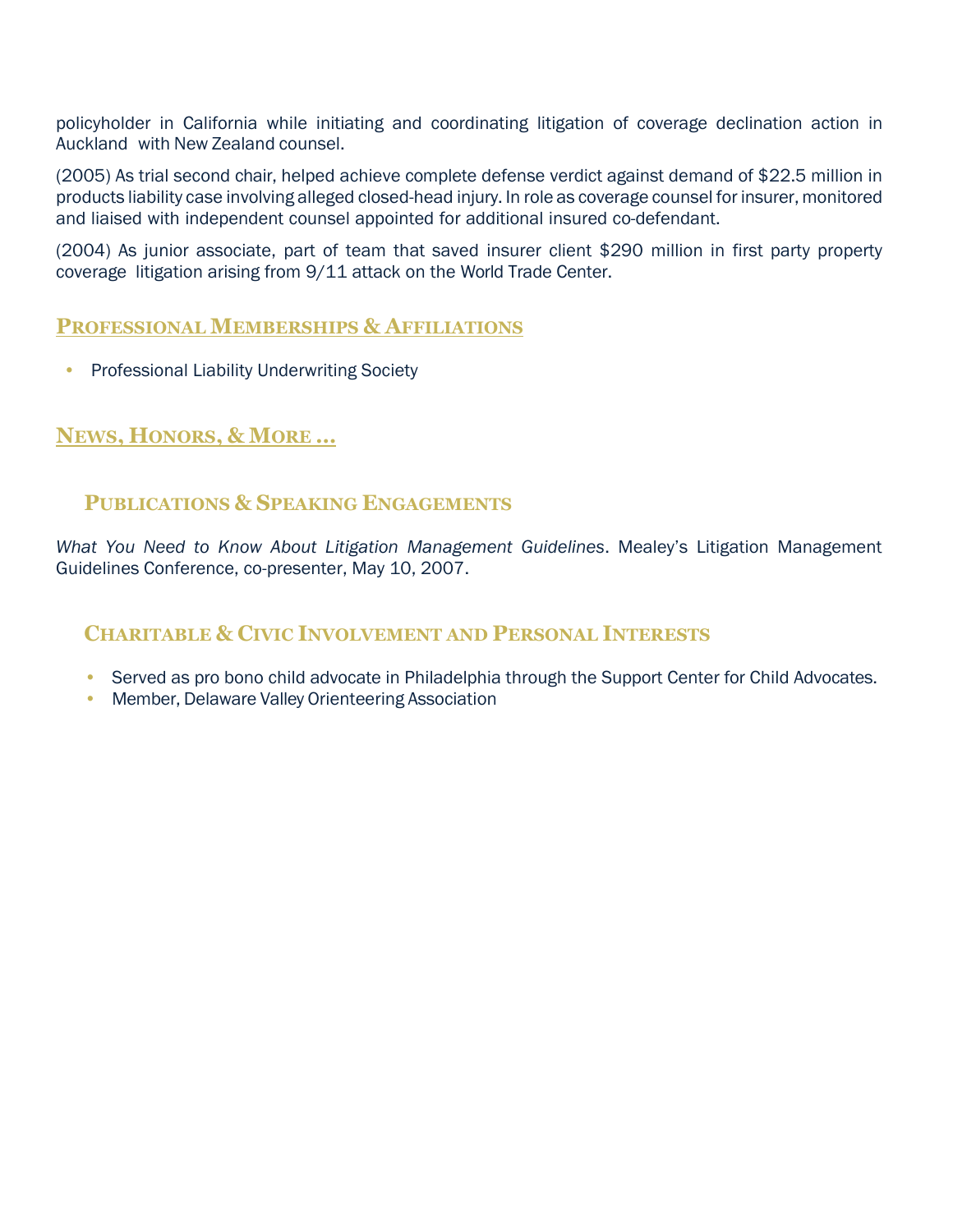policyholder in California while initiating and coordinating litigation of coverage declination action in Auckland with New Zealand counsel.

(2005) As trial second chair, helped achieve complete defense verdict against demand of $22.5 million in products liability case involving alleged closed-head injury. In role as coverage counsel for insurer, monitored and liaised with independent counsel appointed for additional insured co-defendant.

(2004) As junior associate, part of team that saved insurer client $290 million in first party property coverage litigation arising from 9/11 attack on the World Trade Center.

## Professional Memberships & Affiliations

- Professional Liability Underwriting Society

## News, Honors, & More …

### Publications & Speaking Engagements

*What You Need to Know About Litigation Management Guidelines*. Mealey's Litigation Management Guidelines Conference, co-presenter, May 10, 2007.

### Charitable & Civic Involvement and Personal Interests

- Served as pro bono child advocate in Philadelphia through the Support Center for Child Advocates.
- Member, Delaware Valley Orienteering Association